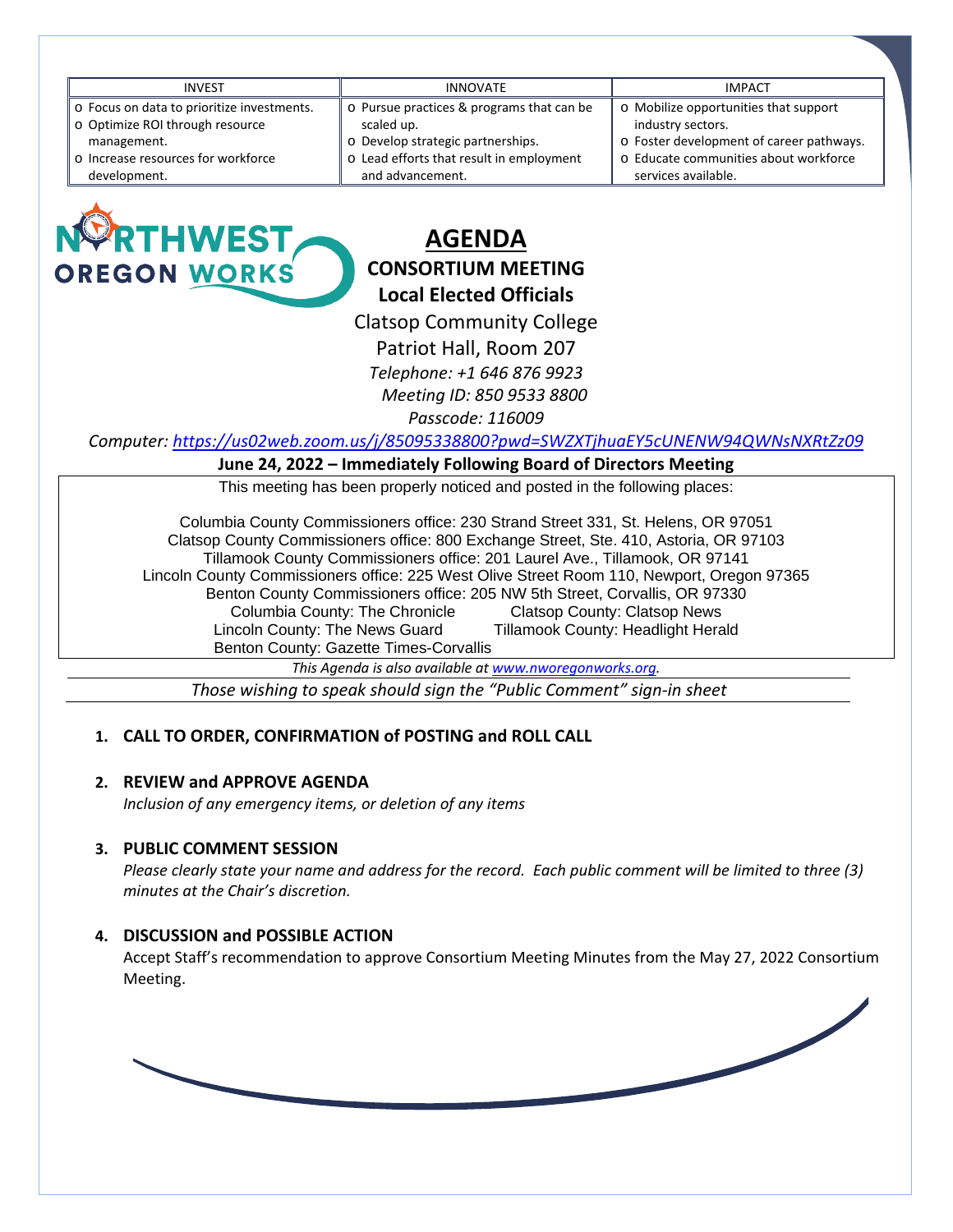| INVEST | INNOVATE | IMPACT |
|---|---|---|
| o Focus on data to prioritize investments.<br>o Optimize ROI through resource management.<br>o Increase resources for workforce development. | o Pursue practices & programs that can be scaled up.<br>o Develop strategic partnerships.<br>o Lead efforts that result in employment and advancement. | o Mobilize opportunities that support industry sectors.<br>o Foster development of career pathways.<br>o Educate communities about workforce services available. |

NORTHWEST OREGON WORKS

# AGENDA

## CONSORTIUM MEETING

## Local Elected Officials

Clatsop Community College
Patriot Hall, Room 207

*Telephone: +1 646 876 9923*
*Meeting ID: 850 9533 8800*
*Passcode: 116009*

*Computer: https://us02web.zoom.us/j/85095338800?pwd=SWZXTjhuaEY5cUNENW94QWNsNXRtZz09*

**June 24, 2022 – Immediately Following Board of Directors Meeting**

This meeting has been properly noticed and posted in the following places:

Columbia County Commissioners office: 230 Strand Street 331, St. Helens, OR 97051
Clatsop County Commissioners office: 800 Exchange Street, Ste. 410, Astoria, OR 97103
Tillamook County Commissioners office: 201 Laurel Ave., Tillamook, OR 97141
Lincoln County Commissioners office: 225 West Olive Street Room 110, Newport, Oregon 97365
Benton County Commissioners office: 205 NW 5th Street, Corvallis, OR 97330
Columbia County: The Chronicle — Clatsop County: Clatsop News
Lincoln County: The News Guard — Tillamook County: Headlight Herald
Benton County: Gazette Times-Corvallis

*This Agenda is also available at www.nworegonworks.org.*

*Those wishing to speak should sign the "Public Comment" sign-in sheet*

1. **CALL TO ORDER, CONFIRMATION of POSTING and ROLL CALL**

2. **REVIEW and APPROVE AGENDA**
   *Inclusion of any emergency items, or deletion of any items*

3. **PUBLIC COMMENT SESSION**
   *Please clearly state your name and address for the record. Each public comment will be limited to three (3) minutes at the Chair's discretion.*

4. **DISCUSSION and POSSIBLE ACTION**
   Accept Staff's recommendation to approve Consortium Meeting Minutes from the May 27, 2022 Consortium Meeting.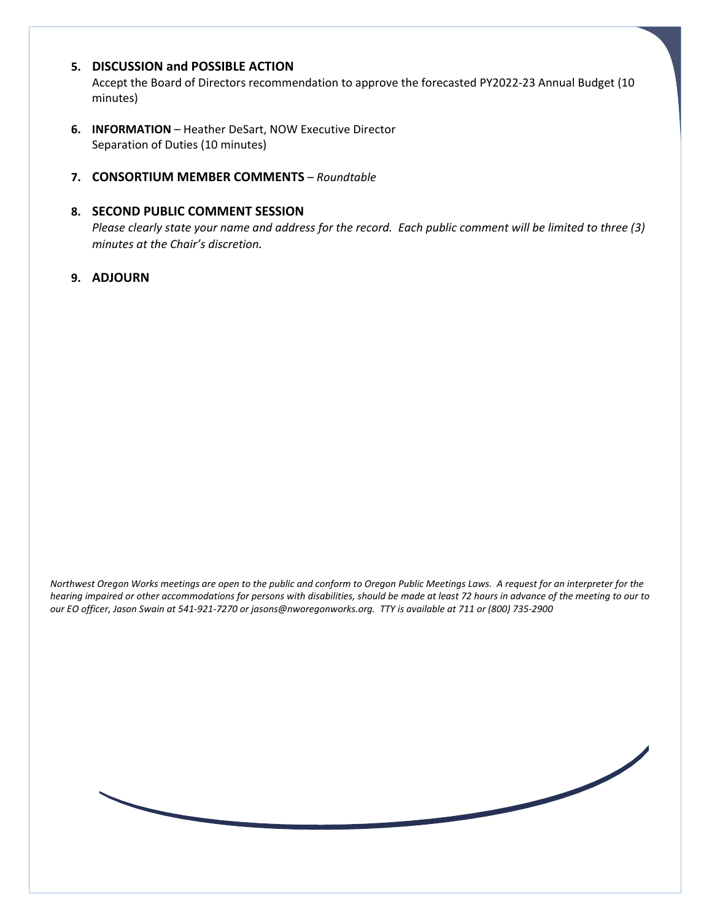5. **DISCUSSION and POSSIBLE ACTION**
   Accept the Board of Directors recommendation to approve the forecasted PY2022-23 Annual Budget (10 minutes)

6. **INFORMATION** – Heather DeSart, NOW Executive Director
   Separation of Duties (10 minutes)

7. **CONSORTIUM MEMBER COMMENTS** – *Roundtable*

8. **SECOND PUBLIC COMMENT SESSION**
   *Please clearly state your name and address for the record. Each public comment will be limited to three (3) minutes at the Chair's discretion.*

9. **ADJOURN**

*Northwest Oregon Works meetings are open to the public and conform to Oregon Public Meetings Laws. A request for an interpreter for the hearing impaired or other accommodations for persons with disabilities, should be made at least 72 hours in advance of the meeting to our to our EO officer, Jason Swain at 541-921-7270 or jasons@nworegonworks.org. TTY is available at 711 or (800) 735-2900*